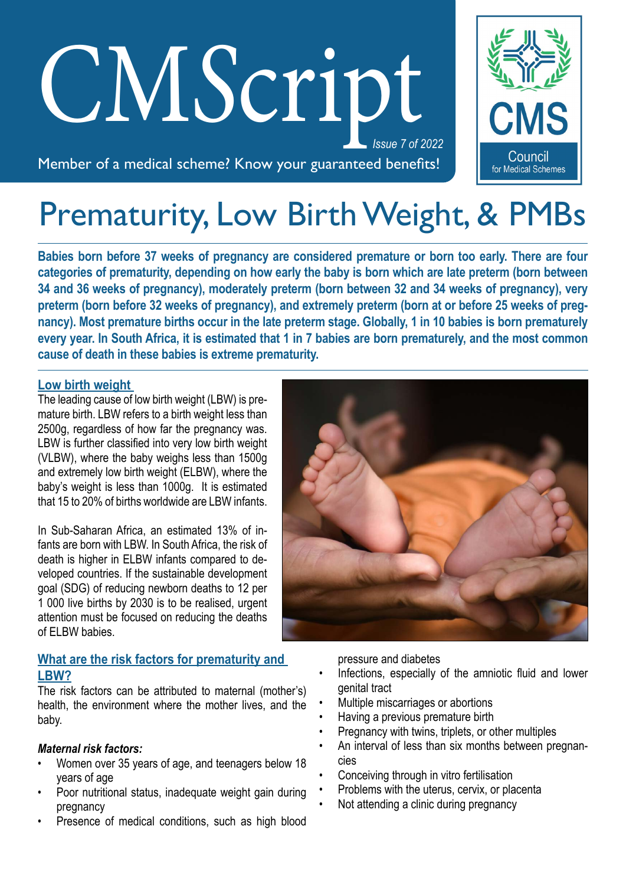# CMScript

*Issue 7 of 2022*

Member of a medical scheme? Know your guaranteed benefits!

CMS Council for Medical Schemes

# Prematurity, Low Birth Weight, & PMBs

**Babies born before 37 weeks of pregnancy are considered premature or born too early. There are four categories of prematurity, depending on how early the baby is born which are late preterm (born between 34 and 36 weeks of pregnancy), moderately preterm (born between 32 and 34 weeks of pregnancy), very preterm (born before 32 weeks of pregnancy), and extremely preterm (born at or before 25 weeks of pregnancy). Most premature births occur in the late preterm stage. Globally, 1 in 10 babies is born prematurely every year. In South Africa, it is estimated that 1 in 7 babies are born prematurely, and the most common cause of death in these babies is extreme prematurity.**

## Low birth weight

The leading cause of low birth weight (LBW) is premature birth. LBW refers to a birth weight less than 2500g, regardless of how far the pregnancy was. LBW is further classified into very low birth weight (VLBW), where the baby weighs less than 1500g and extremely low birth weight (ELBW), where the baby's weight is less than 1000g. It is estimated that 15 to 20% of births worldwide are LBW infants.

In Sub-Saharan Africa, an estimated 13% of infants are born with LBW. In South Africa, the risk of death is higher in ELBW infants compared to developed countries. If the sustainable development goal (SDG) of reducing newborn deaths to 12 per 1 000 live births by 2030 is to be realised, urgent attention must be focused on reducing the deaths of ELBW babies.

## What are the risk factors for prematurity and LBW?

The risk factors can be attributed to maternal (mother's) health, the environment where the mother lives, and the baby.

### *Maternal risk factors:*

- Women over 35 years of age, and teenagers below 18 years of age
- Poor nutritional status, inadequate weight gain during pregnancy
- Presence of medical conditions, such as high blood pressure and diabetes
- Infections, especially of the amniotic fluid and lower genital tract
- Multiple miscarriages or abortions
- Having a previous premature birth
- Pregnancy with twins, triplets, or other multiples
- An interval of less than six months between pregnancies
- Conceiving through in vitro fertilisation
- Problems with the uterus, cervix, or placenta
- Not attending a clinic during pregnancy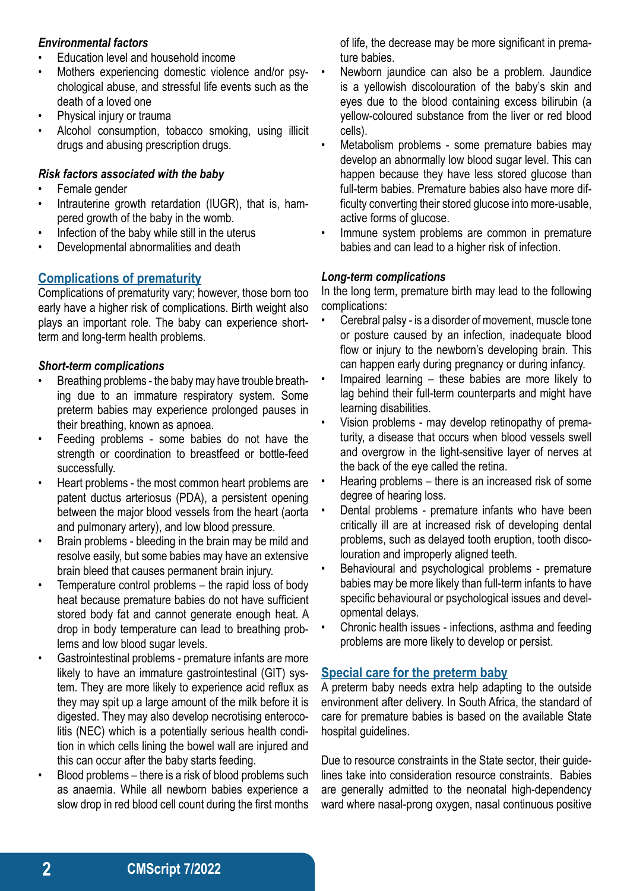### *Environmental factors*

- Education level and household income
- Mothers experiencing domestic violence and/or psychological abuse, and stressful life events such as the death of a loved one
- Physical injury or trauma
- Alcohol consumption, tobacco smoking, using illicit drugs and abusing prescription drugs.

### *Risk factors associated with the baby*

- Female gender
- Intrauterine growth retardation (IUGR), that is, hampered growth of the baby in the womb.
- Infection of the baby while still in the uterus
- Developmental abnormalities and death

## Complications of prematurity

Complications of prematurity vary; however, those born too early have a higher risk of complications. Birth weight also plays an important role. The baby can experience short-term and long-term health problems.

### *Short-term complications*

- Breathing problems - the baby may have trouble breathing due to an immature respiratory system. Some preterm babies may experience prolonged pauses in their breathing, known as apnoea.
- Feeding problems - some babies do not have the strength or coordination to breastfeed or bottle-feed successfully.
- Heart problems - the most common heart problems are patent ductus arteriosus (PDA), a persistent opening between the major blood vessels from the heart (aorta and pulmonary artery), and low blood pressure.
- Brain problems - bleeding in the brain may be mild and resolve easily, but some babies may have an extensive brain bleed that causes permanent brain injury.
- Temperature control problems – the rapid loss of body heat because premature babies do not have sufficient stored body fat and cannot generate enough heat. A drop in body temperature can lead to breathing problems and low blood sugar levels.
- Gastrointestinal problems - premature infants are more likely to have an immature gastrointestinal (GIT) system. They are more likely to experience acid reflux as they may spit up a large amount of the milk before it is digested. They may also develop necrotising enterocolitis (NEC) which is a potentially serious health condition in which cells lining the bowel wall are injured and this can occur after the baby starts feeding.
- Blood problems – there is a risk of blood problems such as anaemia. While all newborn babies experience a slow drop in red blood cell count during the first months of life, the decrease may be more significant in premature babies.
- Newborn jaundice can also be a problem. Jaundice is a yellowish discolouration of the baby's skin and eyes due to the blood containing excess bilirubin (a yellow-coloured substance from the liver or red blood cells).
- Metabolism problems - some premature babies may develop an abnormally low blood sugar level. This can happen because they have less stored glucose than full-term babies. Premature babies also have more difficulty converting their stored glucose into more-usable, active forms of glucose.
- Immune system problems are common in premature babies and can lead to a higher risk of infection.

### *Long-term complications*

In the long term, premature birth may lead to the following complications:

- Cerebral palsy - is a disorder of movement, muscle tone or posture caused by an infection, inadequate blood flow or injury to the newborn's developing brain. This can happen early during pregnancy or during infancy.
- Impaired learning – these babies are more likely to lag behind their full-term counterparts and might have learning disabilities.
- Vision problems - may develop retinopathy of prematurity, a disease that occurs when blood vessels swell and overgrow in the light-sensitive layer of nerves at the back of the eye called the retina.
- Hearing problems – there is an increased risk of some degree of hearing loss.
- Dental problems - premature infants who have been critically ill are at increased risk of developing dental problems, such as delayed tooth eruption, tooth discolouration and improperly aligned teeth.
- Behavioural and psychological problems - premature babies may be more likely than full-term infants to have specific behavioural or psychological issues and developmental delays.
- Chronic health issues - infections, asthma and feeding problems are more likely to develop or persist.

## Special care for the preterm baby

A preterm baby needs extra help adapting to the outside environment after delivery. In South Africa, the standard of care for premature babies is based on the available State hospital guidelines.

Due to resource constraints in the State sector, their guidelines take into consideration resource constraints. Babies are generally admitted to the neonatal high-dependency ward where nasal-prong oxygen, nasal continuous positive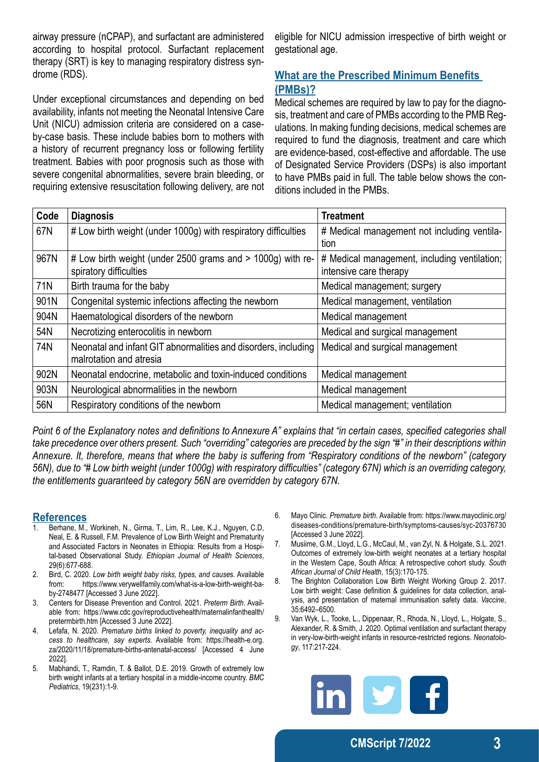airway pressure (nCPAP), and surfactant are administered according to hospital protocol. Surfactant replacement therapy (SRT) is key to managing respiratory distress syndrome (RDS).

Under exceptional circumstances and depending on bed availability, infants not meeting the Neonatal Intensive Care Unit (NICU) admission criteria are considered on a case-by-case basis. These include babies born to mothers with a history of recurrent pregnancy loss or following fertility treatment. Babies with poor prognosis such as those with severe congenital abnormalities, severe brain bleeding, or requiring extensive resuscitation following delivery, are not eligible for NICU admission irrespective of birth weight or gestational age.

## What are the Prescribed Minimum Benefits (PMBs)?

Medical schemes are required by law to pay for the diagnosis, treatment and care of PMBs according to the PMB Regulations. In making funding decisions, medical schemes are required to fund the diagnosis, treatment and care which are evidence-based, cost-effective and affordable. The use of Designated Service Providers (DSPs) is also important to have PMBs paid in full. The table below shows the conditions included in the PMBs.

| Code | Diagnosis | Treatment |
|---|---|---|
| 67N | # Low birth weight (under 1000g) with respiratory difficulties | # Medical management not including ventilation |
| 967N | # Low birth weight (under 2500 grams and > 1000g) with respiratory difficulties | # Medical management, including ventilation; intensive care therapy |
| 71N | Birth trauma for the baby | Medical management; surgery |
| 901N | Congenital systemic infections affecting the newborn | Medical management, ventilation |
| 904N | Haematological disorders of the newborn | Medical management |
| 54N | Necrotizing enterocolitis in newborn | Medical and surgical management |
| 74N | Neonatal and infant GIT abnormalities and disorders, including malrotation and atresia | Medical and surgical management |
| 902N | Neonatal endocrine, metabolic and toxin-induced conditions | Medical management |
| 903N | Neurological abnormalities in the newborn | Medical management |
| 56N | Respiratory conditions of the newborn | Medical management; ventilation |

*Point 6 of the Explanatory notes and definitions to Annexure A" explains that "in certain cases, specified categories shall take precedence over others present. Such "overriding" categories are preceded by the sign "#" in their descriptions within Annexure. It, therefore, means that where the baby is suffering from "Respiratory conditions of the newborn" (category 56N), due to "# Low birth weight (under 1000g) with respiratory difficulties" (category 67N) which is an overriding category, the entitlements guaranteed by category 56N are overridden by category 67N.*

## References

1. Berhane, M., Workineh, N., Girma, T., Lim, R., Lee, K.J., Nguyen, C.D, Neal, E. & Russell, F.M. Prevalence of Low Birth Weight and Prematurity and Associated Factors in Neonates in Ethiopia: Results from a Hospital-based Observational Study. *Ethiopian Journal of Health Sciences*, 29(6):677-688.
2. Bird, C. 2020. *Low birth weight baby risks, types, and causes*. Available from: https://www.verywellfamily.com/what-is-a-low-birth-weight-baby-2748477 [Accessed 3 June 2022].
3. Centers for Disease Prevention and Control. 2021. *Preterm Birth*. Available from: https://www.cdc.gov/reproductivehealth/maternalinfanthealth/pretermbirth.htm [Accessed 3 June 2022].
4. Lefafa, N. 2020. *Premature births linked to poverty, inequality and access to healthcare, say experts*. Available from: https://health-e.org.za/2020/11/18/premature-births-antenatal-access/ [Accessed 4 June 2022].
5. Mabhandi, T., Ramdin, T. & Ballot, D.E. 2019. Growth of extremely low birth weight infants at a tertiary hospital in a middle-income country. *BMC Pediatrics*, 19(231):1-9.
6. Mayo Clinic. *Premature birth*. Available from: https://www.mayoclinic.org/diseases-conditions/premature-birth/symptoms-causes/syc-20376730 [Accessed 3 June 2022].
7. Musiime, G.M., Lloyd, L.G., McCaul, M., van Zyl, N. & Holgate, S.L. 2021. Outcomes of extremely low-birth weight neonates at a tertiary hospital in the Western Cape, South Africa: A retrospective cohort study. *South African Journal of Child Health*, 15(3):170-175.
8. The Brighton Collaboration Low Birth Weight Working Group 2. 2017. Low birth weight: Case definition & guidelines for data collection, analysis, and presentation of maternal immunisation safety data. *Vaccine*, 35:6492–6500.
9. Van Wyk, L., Tooke, L., Dippenaar, R., Rhoda, N., Lloyd, L., Holgate, S., Alexander, R. & Smith, J. 2020. Optimal ventilation and surfactant therapy in very-low-birth-weight infants in resource-restricted regions. *Neonatology*, 117:217-224.